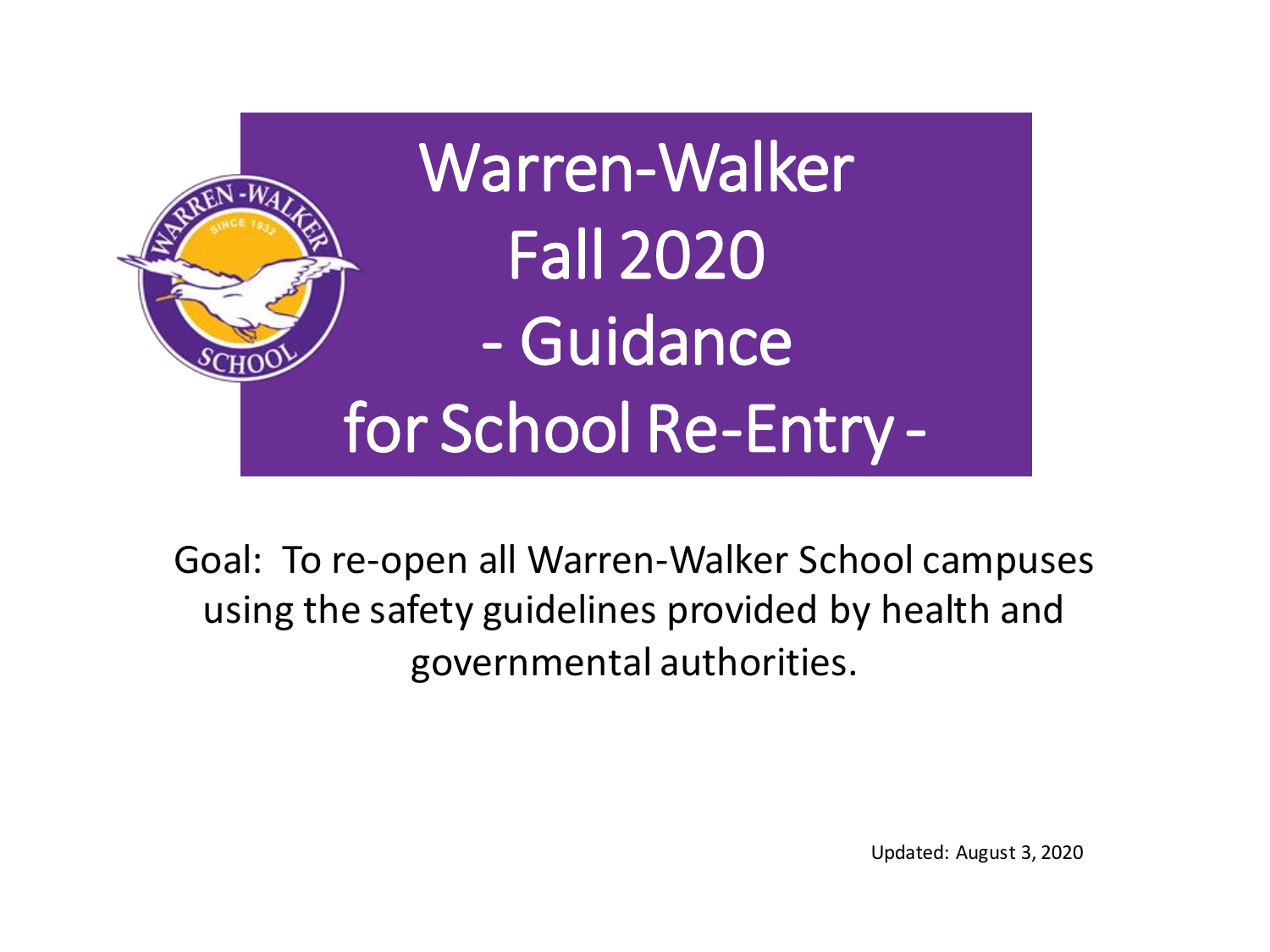# Warren-Walker Fall 2020 - Guidance for School Re-Entry -

Goal: To re-open all Warren-Walker School campuses using the safety guidelines provided by health and governmental authorities.

Updated: August 3, 2020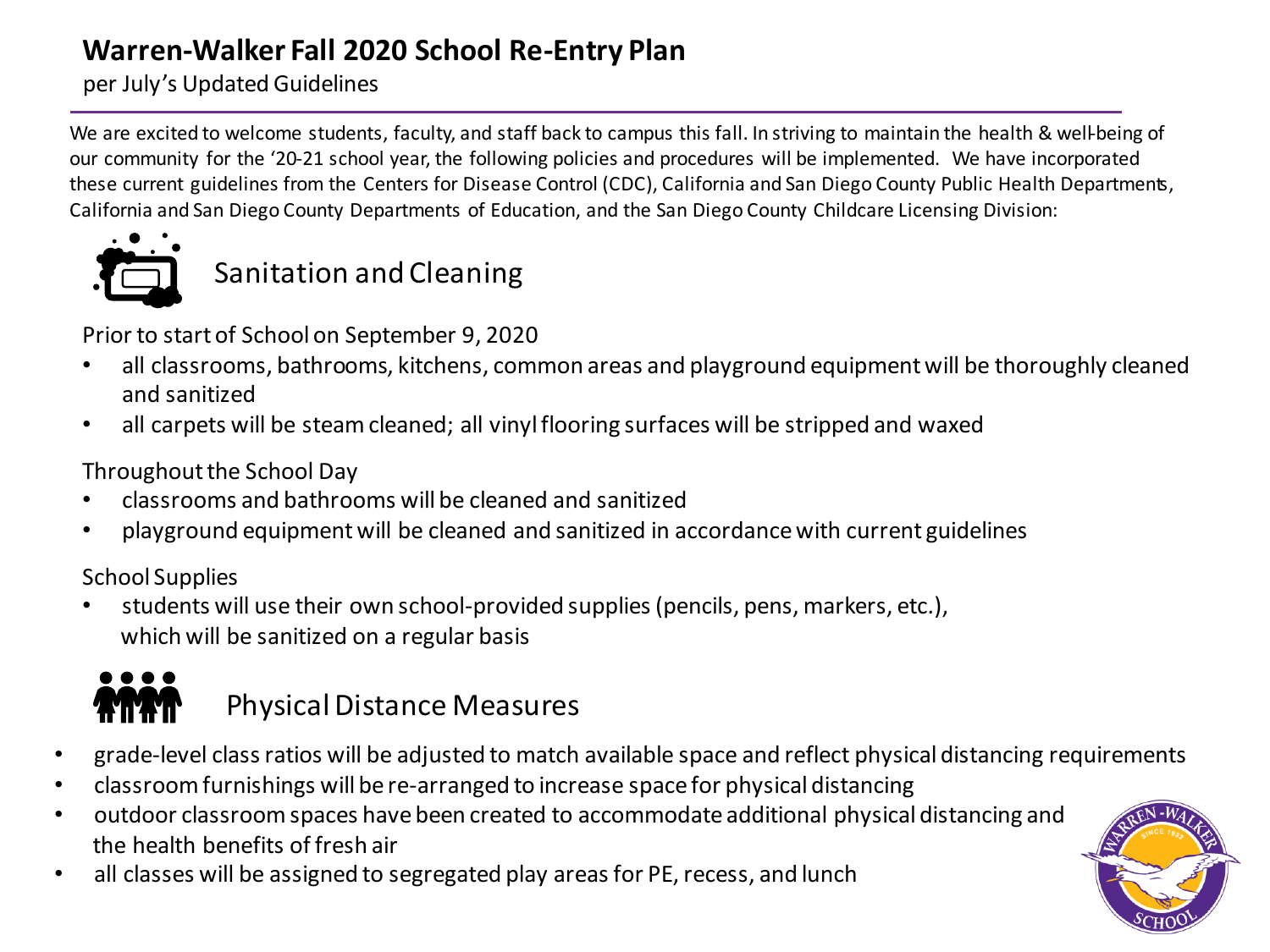# Warren-Walker Fall 2020 School Re-Entry Plan

per July's Updated Guidelines

We are excited to welcome students, faculty, and staff back to campus this fall. In striving to maintain the health & well-being of our community for the '20-21 school year, the following policies and procedures will be implemented. We have incorporated these current guidelines from the Centers for Disease Control (CDC), California and San Diego County Public Health Departments, California and San Diego County Departments of Education, and the San Diego County Childcare Licensing Division:

## Sanitation and Cleaning

Prior to start of School on September 9, 2020

- all classrooms, bathrooms, kitchens, common areas and playground equipment will be thoroughly cleaned and sanitized
- all carpets will be steam cleaned; all vinyl flooring surfaces will be stripped and waxed

Throughout the School Day

- classrooms and bathrooms will be cleaned and sanitized
- playground equipment will be cleaned and sanitized in accordance with current guidelines

School Supplies

- students will use their own school-provided supplies (pencils, pens, markers, etc.), which will be sanitized on a regular basis

## Physical Distance Measures

- grade-level class ratios will be adjusted to match available space and reflect physical distancing requirements
- classroom furnishings will be re-arranged to increase space for physical distancing
- outdoor classroom spaces have been created to accommodate additional physical distancing and the health benefits of fresh air
- all classes will be assigned to segregated play areas for PE, recess, and lunch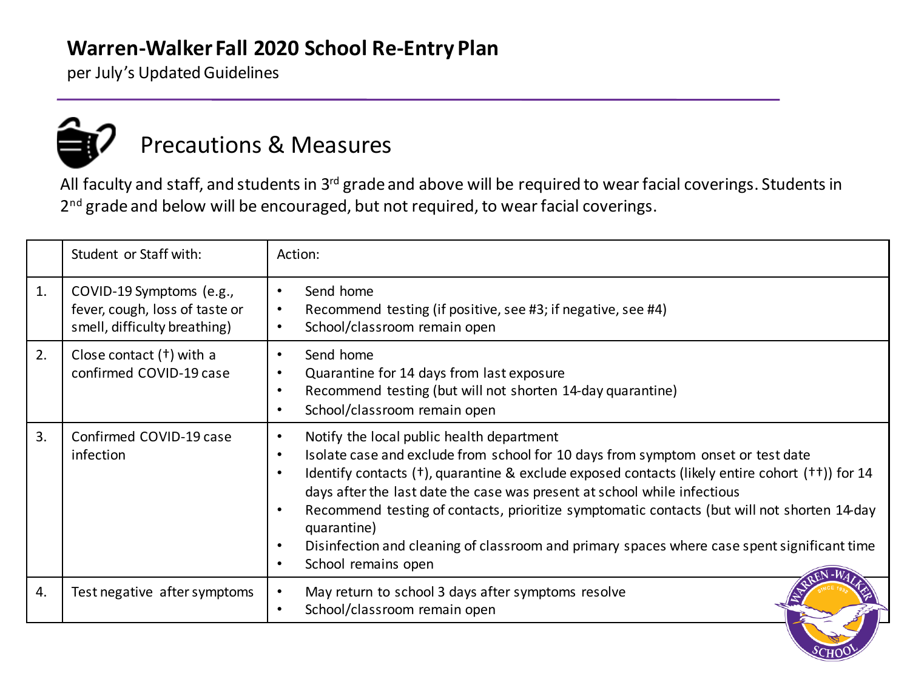# Warren-Walker Fall 2020 School Re-Entry Plan

per July's Updated Guidelines

## Precautions & Measures

All faculty and staff, and students in 3rd grade and above will be required to wear facial coverings. Students in 2nd grade and below will be encouraged, but not required, to wear facial coverings.

| | Student or Staff with: | Action: |
|---|---|---|
| 1. | COVID-19 Symptoms (e.g., fever, cough, loss of taste or smell, difficulty breathing) | • Send home<br>• Recommend testing (if positive, see #3; if negative, see #4)<br>• School/classroom remain open |
| 2. | Close contact (†) with a confirmed COVID-19 case | • Send home<br>• Quarantine for 14 days from last exposure<br>• Recommend testing (but will not shorten 14-day quarantine)<br>• School/classroom remain open |
| 3. | Confirmed COVID-19 case infection | • Notify the local public health department<br>• Isolate case and exclude from school for 10 days from symptom onset or test date<br>• Identify contacts (†), quarantine & exclude exposed contacts (likely entire cohort (††)) for 14 days after the last date the case was present at school while infectious<br>• Recommend testing of contacts, prioritize symptomatic contacts (but will not shorten 14-day quarantine)<br>• Disinfection and cleaning of classroom and primary spaces where case spent significant time<br>• School remains open |
| 4. | Test negative after symptoms | • May return to school 3 days after symptoms resolve<br>• School/classroom remain open |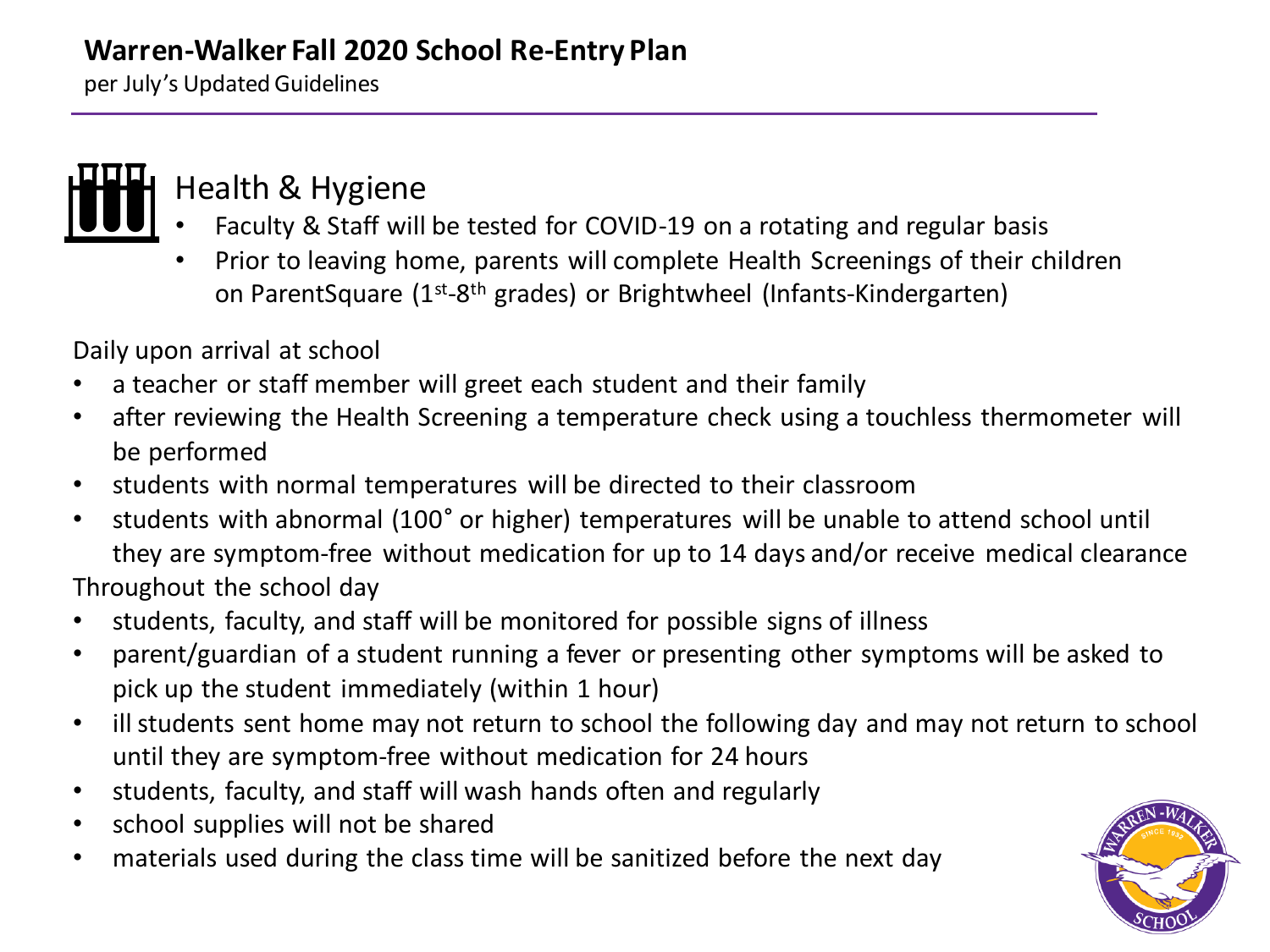# Warren-Walker Fall 2020 School Re-Entry Plan

per July's Updated Guidelines

## Health & Hygiene

- Faculty & Staff will be tested for COVID-19 on a rotating and regular basis
- Prior to leaving home, parents will complete Health Screenings of their children on ParentSquare (1st-8th grades) or Brightwheel (Infants-Kindergarten)

Daily upon arrival at school

- a teacher or staff member will greet each student and their family
- after reviewing the Health Screening a temperature check using a touchless thermometer will be performed
- students with normal temperatures will be directed to their classroom
- students with abnormal (100˚ or higher) temperatures will be unable to attend school until they are symptom-free without medication for up to 14 days and/or receive medical clearance

Throughout the school day

- students, faculty, and staff will be monitored for possible signs of illness
- parent/guardian of a student running a fever or presenting other symptoms will be asked to pick up the student immediately (within 1 hour)
- ill students sent home may not return to school the following day and may not return to school until they are symptom-free without medication for 24 hours
- students, faculty, and staff will wash hands often and regularly
- school supplies will not be shared
- materials used during the class time will be sanitized before the next day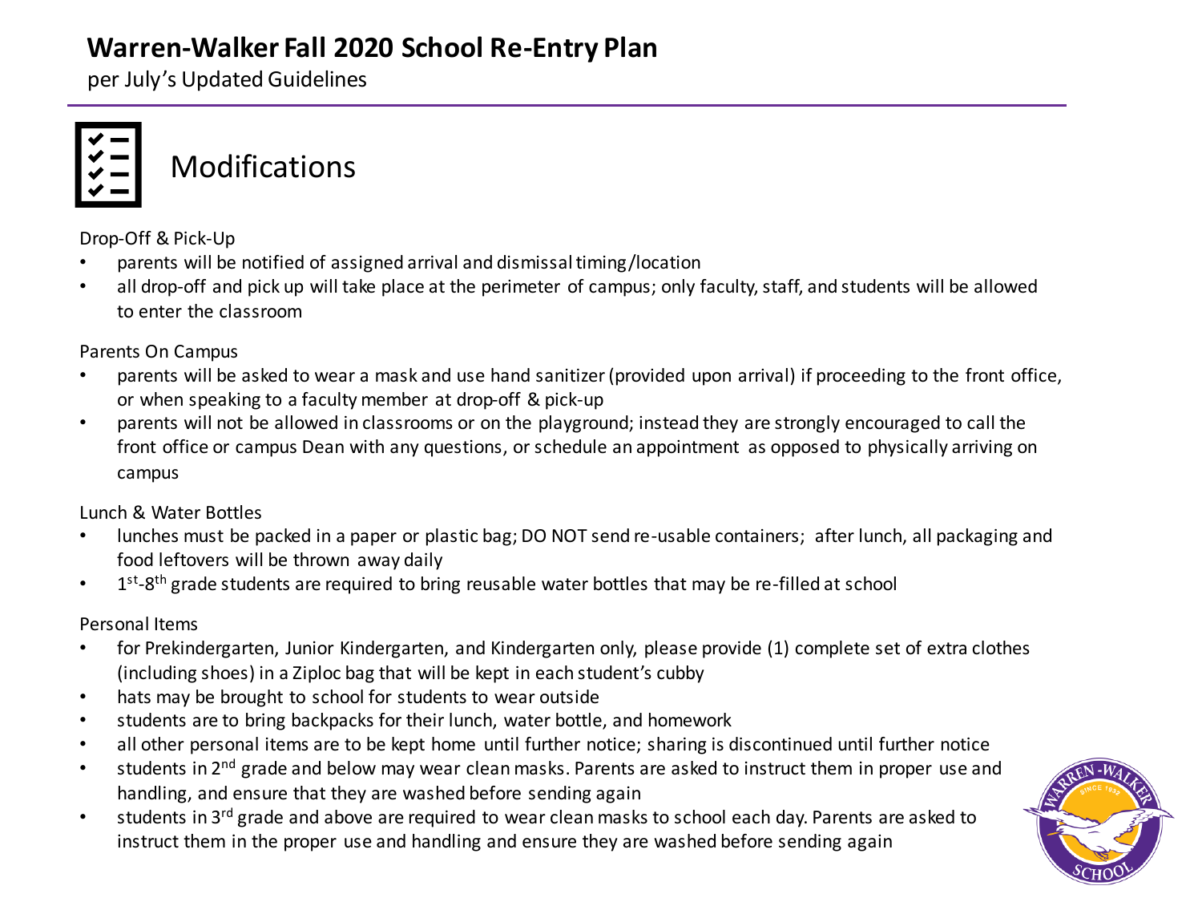# Warren-Walker Fall 2020 School Re-Entry Plan

per July's Updated Guidelines

## Modifications

Drop-Off & Pick-Up

- parents will be notified of assigned arrival and dismissal timing/location
- all drop-off and pick up will take place at the perimeter of campus; only faculty, staff, and students will be allowed to enter the classroom

Parents On Campus

- parents will be asked to wear a mask and use hand sanitizer (provided upon arrival) if proceeding to the front office, or when speaking to a faculty member at drop-off & pick-up
- parents will not be allowed in classrooms or on the playground; instead they are strongly encouraged to call the front office or campus Dean with any questions, or schedule an appointment as opposed to physically arriving on campus

Lunch & Water Bottles

- lunches must be packed in a paper or plastic bag; DO NOT send re-usable containers; after lunch, all packaging and food leftovers will be thrown away daily
- 1st-8th grade students are required to bring reusable water bottles that may be re-filled at school

Personal Items

- for Prekindergarten, Junior Kindergarten, and Kindergarten only, please provide (1) complete set of extra clothes (including shoes) in a Ziploc bag that will be kept in each student's cubby
- hats may be brought to school for students to wear outside
- students are to bring backpacks for their lunch, water bottle, and homework
- all other personal items are to be kept home until further notice; sharing is discontinued until further notice
- students in 2nd grade and below may wear clean masks. Parents are asked to instruct them in proper use and handling, and ensure that they are washed before sending again
- students in 3rd grade and above are required to wear clean masks to school each day. Parents are asked to instruct them in the proper use and handling and ensure they are washed before sending again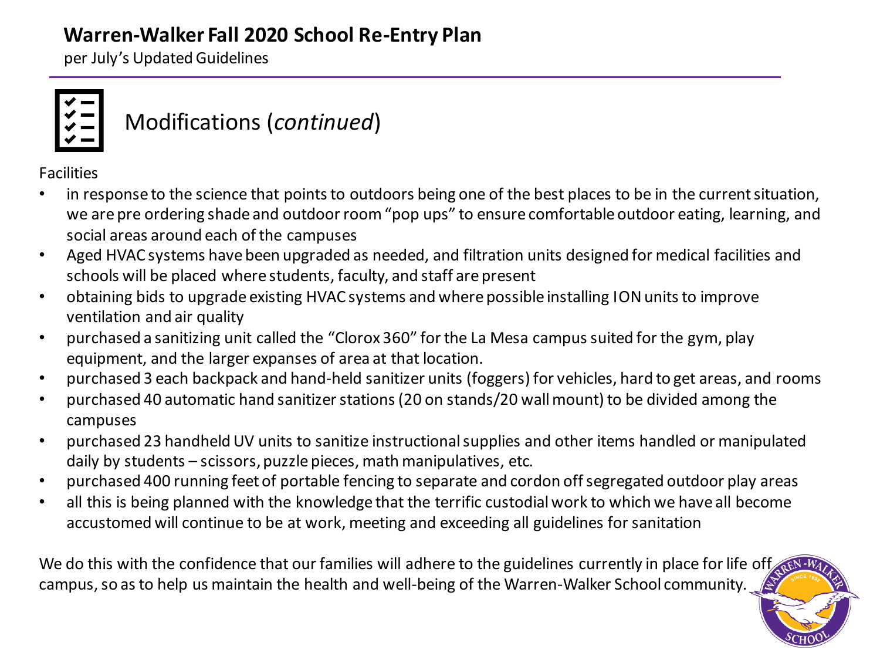# Warren-Walker Fall 2020 School Re-Entry Plan

per July's Updated Guidelines

## Modifications (*continued*)

Facilities

- in response to the science that points to outdoors being one of the best places to be in the current situation, we are pre ordering shade and outdoor room "pop ups" to ensure comfortable outdoor eating, learning, and social areas around each of the campuses
- Aged HVAC systems have been upgraded as needed, and filtration units designed for medical facilities and schools will be placed where students, faculty, and staff are present
- obtaining bids to upgrade existing HVAC systems and where possible installing ION units to improve ventilation and air quality
- purchased a sanitizing unit called the "Clorox 360" for the La Mesa campus suited for the gym, play equipment, and the larger expanses of area at that location.
- purchased 3 each backpack and hand-held sanitizer units (foggers) for vehicles, hard to get areas, and rooms
- purchased 40 automatic hand sanitizer stations (20 on stands/20 wall mount) to be divided among the campuses
- purchased 23 handheld UV units to sanitize instructional supplies and other items handled or manipulated daily by students – scissors, puzzle pieces, math manipulatives, etc.
- purchased 400 running feet of portable fencing to separate and cordon off segregated outdoor play areas
- all this is being planned with the knowledge that the terrific custodial work to which we have all become accustomed will continue to be at work, meeting and exceeding all guidelines for sanitation

We do this with the confidence that our families will adhere to the guidelines currently in place for life off campus, so as to help us maintain the health and well-being of the Warren-Walker School community.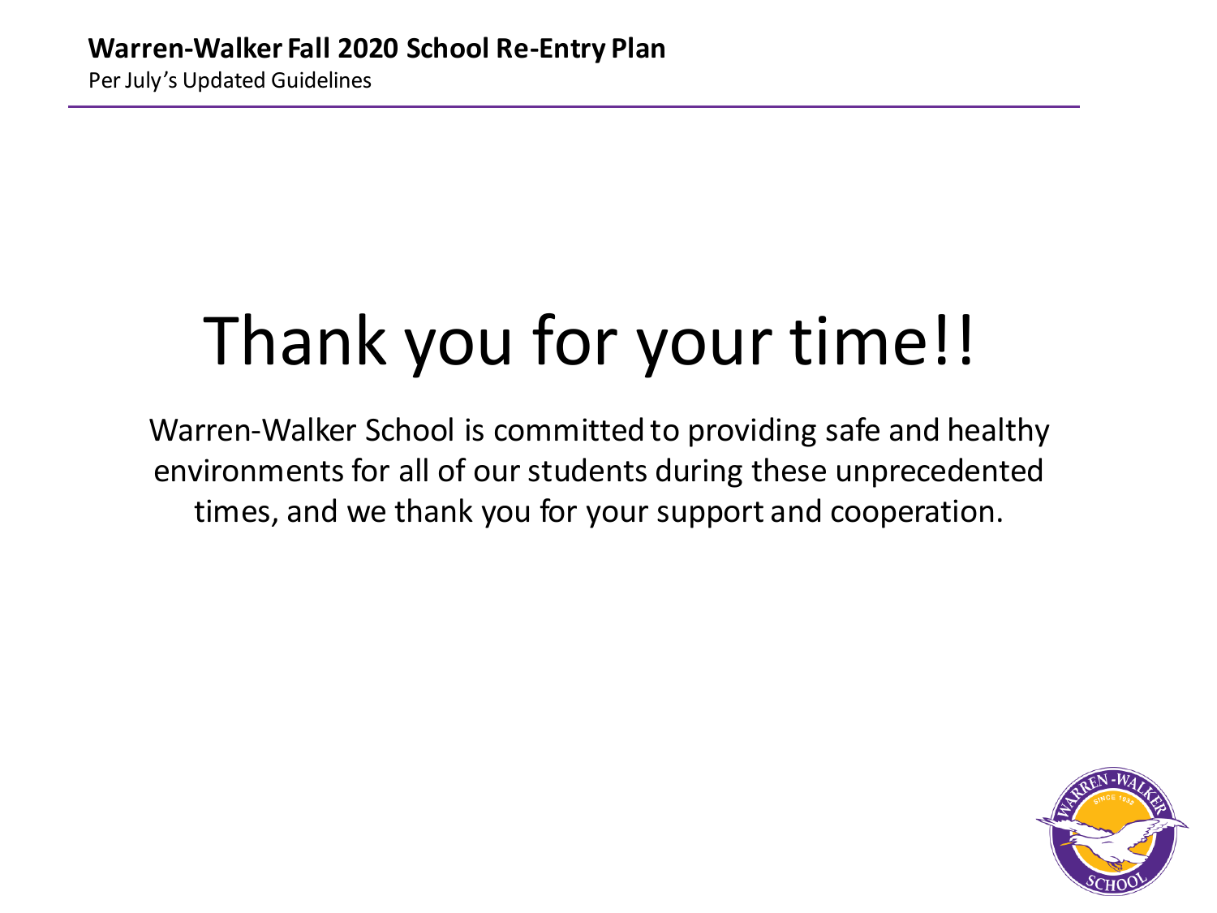# Thank you for your time!!

Warren-Walker School is committed to providing safe and healthy environments for all of our students during these unprecedented times, and we thank you for your support and cooperation.